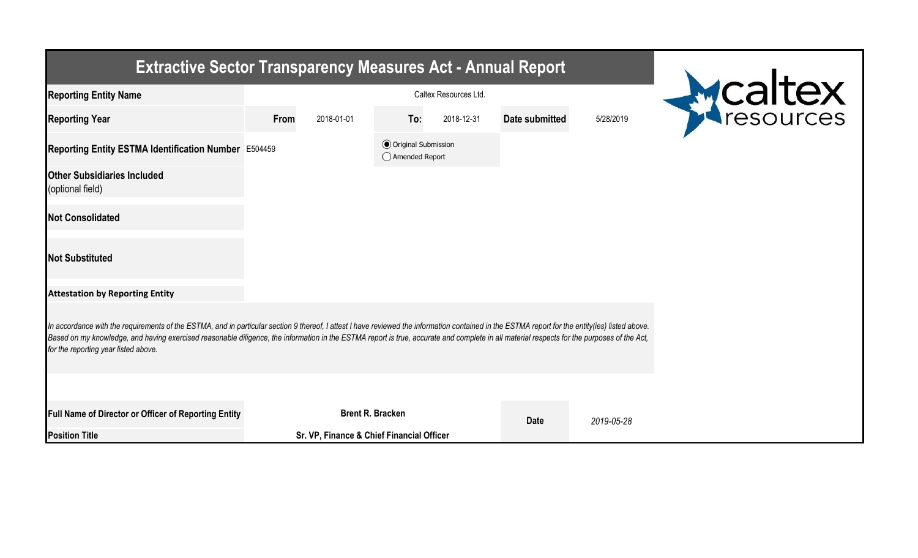# Extractive Sector Transparency Measures Act - Annual Report

| | | | | | | |
|---|---|---|---|---|---|---|
| **Reporting Entity Name** | Caltex Resources Ltd. | | | | | |
| **Reporting Year** | **From** | 2018-01-01 | **To:** | 2018-12-31 | **Date submitted** | 5/28/2019 |
| **Reporting Entity ESTMA Identification Number** | E504459 | | (●) Original Submission<br>( ) Amended Report | | | |
| **Other Subsidiaries Included**<br>(optional field) | | | | | | |
| **Not Consolidated** | | | | | | |
| **Not Substituted** | | | | | | |

**Attestation by Reporting Entity**

*In accordance with the requirements of the ESTMA, and in particular section 9 thereof, I attest I have reviewed the information contained in the ESTMA report for the entity(ies) listed above. Based on my knowledge, and having exercised reasonable diligence, the information in the ESTMA report is true, accurate and complete in all material respects for the purposes of the Act, for the reporting year listed above.*

| | | | |
|---|---|---|---|
| **Full Name of Director or Officer of Reporting Entity** | **Brent R. Bracken** | **Date** | *2019-05-28* |
| **Position Title** | **Sr. VP, Finance & Chief Financial Officer** | | |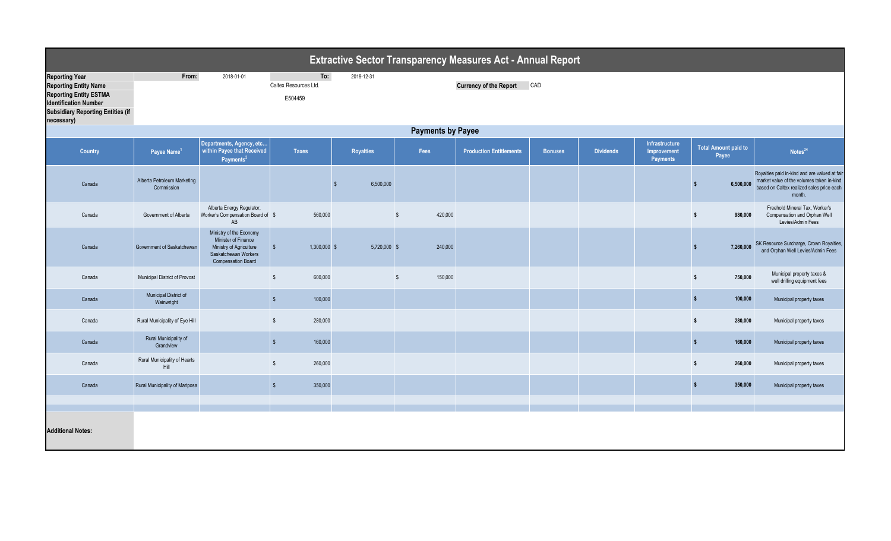# Extractive Sector Transparency Measures Act - Annual Report

| | | | | |
|---|---|---|---|---|
| **Reporting Year** | **From:** | 2018-01-01 | **To:** | 2018-12-31 |
| **Reporting Entity Name** | | Caltex Resources Ltd. | **Currency of the Report** | CAD |
| **Reporting Entity ESTMA Identification Number** | | E504459 | | |
| **Subsidiary Reporting Entities (if necessary)** | | | | |

## Payments by Payee

| Country | Payee Name[1] | Departments, Agency, etc… within Payee that Received Payments[2] | Taxes | Royalties | Fees | Production Entitlements | Bonuses | Dividends | Infrastructure Improvement Payments | Total Amount paid to Payee | Notes[34] |
|---|---|---|---|---|---|---|---|---|---|---|---|
| Canada | Alberta Petroleum Marketing Commission | | | $ 6,500,000 | | | | | | $ 6,500,000 | Royalties paid in-kind and are valued at fair market value of the volumes taken in-kind based on Caltex realized sales price each month. |
| Canada | Government of Alberta | Alberta Energy Regulator, Worker's Compensation Board of AB | $ 560,000 | | $ 420,000 | | | | | $ 980,000 | Freehold Mineral Tax, Worker's Compensation and Orphan Well Levies/Admin Fees |
| Canada | Government of Saskatchewan | Ministry of the Economy Minister of Finance Ministry of Agriculture Saskatchewan Workers Compensation Board | $ 1,300,000 | $ 5,720,000 | $ 240,000 | | | | | $ 7,260,000 | SK Resource Surcharge, Crown Royalties, and Orphan Well Levies/Admin Fees |
| Canada | Municipal District of Provost | | $ 600,000 | | $ 150,000 | | | | | $ 750,000 | Municipal property taxes & well drilling equipment fees |
| Canada | Municipal District of Wainwright | | $ 100,000 | | | | | | | $ 100,000 | Municipal property taxes |
| Canada | Rural Municipality of Eye Hill | | $ 280,000 | | | | | | | $ 280,000 | Municipal property taxes |
| Canada | Rural Municipality of Grandview | | $ 160,000 | | | | | | | $ 160,000 | Municipal property taxes |
| Canada | Rural Municipality of Hearts Hill | | $ 260,000 | | | | | | | $ 260,000 | Municipal property taxes |
| Canada | Rural Municipality of Mariposa | | $ 350,000 | | | | | | | $ 350,000 | Municipal property taxes |

**Additional Notes:**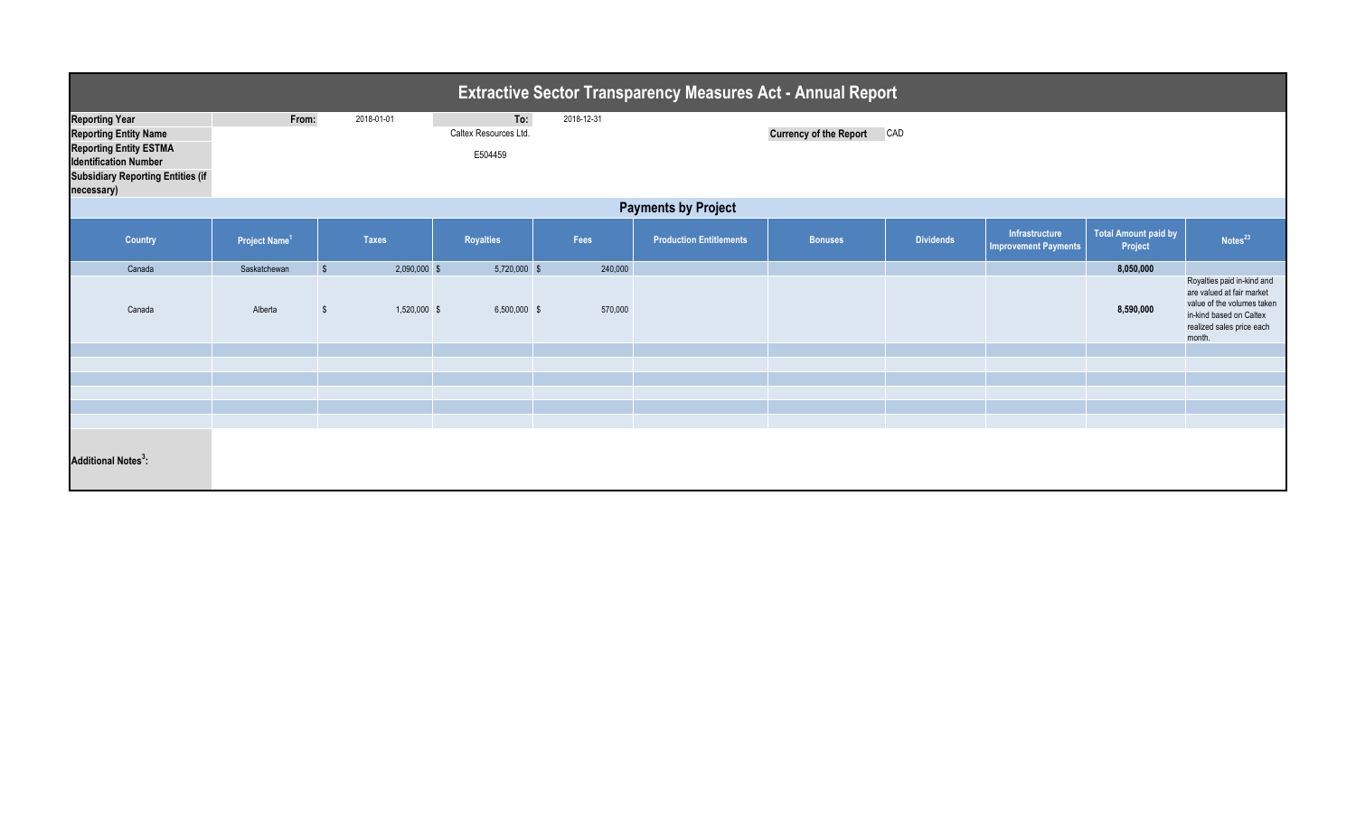# Extractive Sector Transparency Measures Act - Annual Report

| | | | | | | |
|---|---|---|---|---|---|---|
| **Reporting Year** | **From:** | 2018-01-01 | **To:** | 2018-12-31 | | |
| **Reporting Entity Name** | | | Caltex Resources Ltd. | | **Currency of the Report** | CAD |
| **Reporting Entity ESTMA Identification Number** | | | E504459 | | | |
| **Subsidiary Reporting Entities (if necessary)** | | | | | | |

## Payments by Project

| Country | Project Name[1] | Taxes | Royalties | Fees | Production Entitlements | Bonuses | Dividends | Infrastructure Improvement Payments | Total Amount paid by Project | Notes[23] |
|---|---|---|---|---|---|---|---|---|---|---|
| Canada | Saskatchewan | $ 2,090,000 | $ 5,720,000 | $ 240,000 | | | | | **8,050,000** | |
| Canada | Alberta | $ 1,520,000 | $ 6,500,000 | $ 570,000 | | | | | **8,590,000** | Royalties paid in-kind and are valued at fair market value of the volumes taken in-kind based on Caltex realized sales price each month. |
| | | | | | | | | | | |
| | | | | | | | | | | |
| | | | | | | | | | | |
| | | | | | | | | | | |
| | | | | | | | | | | |
| | | | | | | | | | | |

**Additional Notes[3]:**